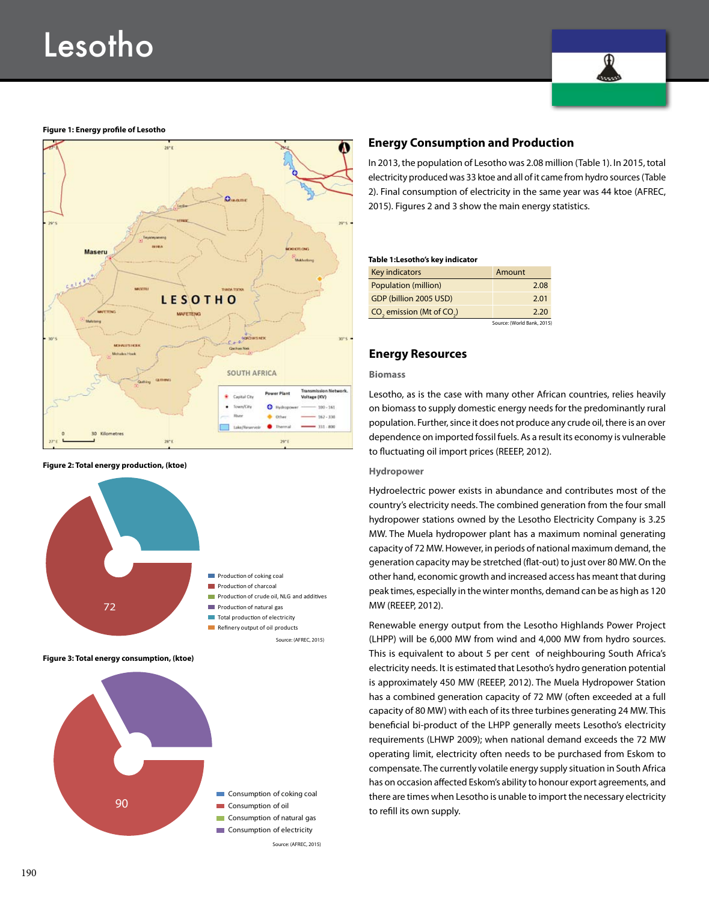# Lesotho

**Figure 1: Energy profile of Lesotho**

**Figure 2: Total energy production, (ktoe)**

Source: (AFREC, 2015)

**Figure 3: Total energy consumption, (ktoe)**

Source: (AFREC, 2015)

## Energy Consumption and Production

In 2013, the population of Lesotho was 2.08 million (Table 1). In 2015, total electricity produced was 33 ktoe and all of it came from hydro sources (Table 2). Final consumption of electricity in the same year was 44 ktoe (AFREC, 2015). Figures 2 and 3 show the main energy statistics.

**Table 1:Lesotho's key indicator**

| Key indicators | Amount |
|---|---|
| Population (million) | 2.08 |
| GDP (billion 2005 USD) | 2.01 |
| $CO_2$ emission (Mt of $CO_2$) | 2.20 |

Source: (World Bank, 2015)

## Energy Resources

### Biomass

Lesotho, as is the case with many other African countries, relies heavily on biomass to supply domestic energy needs for the predominantly rural population. Further, since it does not produce any crude oil, there is an over dependence on imported fossil fuels. As a result its economy is vulnerable to fluctuating oil import prices (REEEP, 2012).

### Hydropower

Hydroelectric power exists in abundance and contributes most of the country's electricity needs. The combined generation from the four small hydropower stations owned by the Lesotho Electricity Company is 3.25 MW. The Muela hydropower plant has a maximum nominal generating capacity of 72 MW. However, in periods of national maximum demand, the generation capacity may be stretched (flat-out) to just over 80 MW. On the other hand, economic growth and increased access has meant that during peak times, especially in the winter months, demand can be as high as 120 MW (REEEP, 2012).

Renewable energy output from the Lesotho Highlands Power Project (LHPP) will be 6,000 MW from wind and 4,000 MW from hydro sources. This is equivalent to about 5 per cent of neighbouring South Africa's electricity needs. It is estimated that Lesotho's hydro generation potential is approximately 450 MW (REEEP, 2012). The Muela Hydropower Station has a combined generation capacity of 72 MW (often exceeded at a full capacity of 80 MW) with each of its three turbines generating 24 MW. This beneficial bi-product of the LHPP generally meets Lesotho's electricity requirements (LHWP 2009); when national demand exceeds the 72 MW operating limit, electricity often needs to be purchased from Eskom to compensate. The currently volatile energy supply situation in South Africa has on occasion affected Eskom's ability to honour export agreements, and there are times when Lesotho is unable to import the necessary electricity to refill its own supply.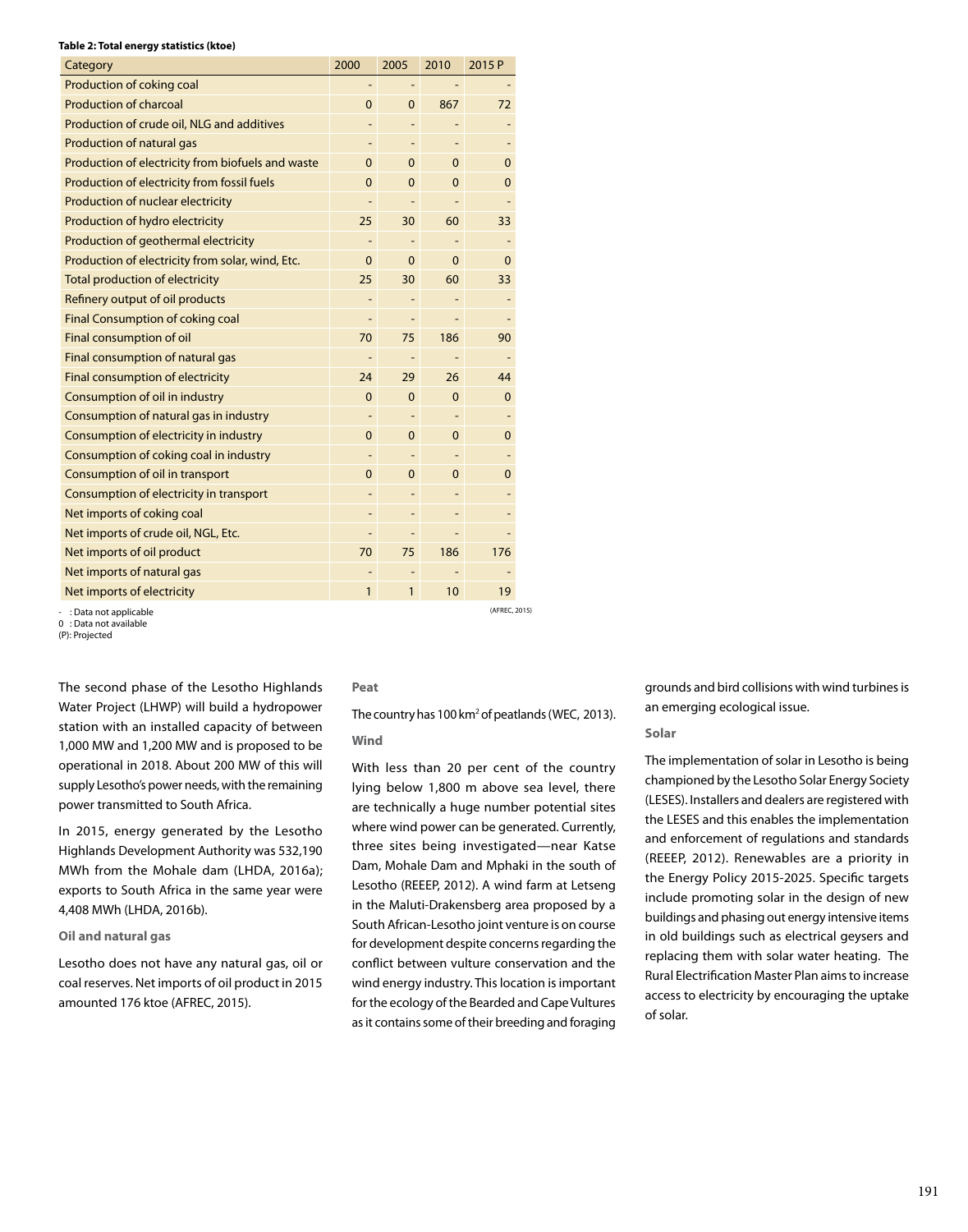**Table 2: Total energy statistics (ktoe)**

| Category | 2000 | 2005 | 2010 | 2015 P |
|---|---|---|---|---|
| Production of coking coal | - | - | - | - |
| Production of charcoal | 0 | 0 | 867 | 72 |
| Production of crude oil, NLG and additives | - | - | - | - |
| Production of natural gas | - | - | - | - |
| Production of electricity from biofuels and waste | 0 | 0 | 0 | 0 |
| Production of electricity from fossil fuels | 0 | 0 | 0 | 0 |
| Production of nuclear electricity | - | - | - | - |
| Production of hydro electricity | 25 | 30 | 60 | 33 |
| Production of geothermal electricity | - | - | - | - |
| Production of electricity from solar, wind, Etc. | 0 | 0 | 0 | 0 |
| Total production of electricity | 25 | 30 | 60 | 33 |
| Refinery output of oil products | - | - | - | - |
| Final Consumption of coking coal | - | - | - | - |
| Final consumption of oil | 70 | 75 | 186 | 90 |
| Final consumption of natural gas | - | - | - | - |
| Final consumption of electricity | 24 | 29 | 26 | 44 |
| Consumption of oil in industry | 0 | 0 | 0 | 0 |
| Consumption of natural gas in industry | - | - | - | - |
| Consumption of electricity in industry | 0 | 0 | 0 | 0 |
| Consumption of coking coal in industry | - | - | - | - |
| Consumption of oil in transport | 0 | 0 | 0 | 0 |
| Consumption of electricity in transport | - | - | - | - |
| Net imports of coking coal | - | - | - | - |
| Net imports of crude oil, NGL, Etc. | - | - | - | - |
| Net imports of oil product | 70 | 75 | 186 | 176 |
| Net imports of natural gas | - | - | - | - |
| Net imports of electricity | 1 | 1 | 10 | 19 |

- : Data not applicable
0 : Data not available
(P): Projected

(AFREC, 2015)

The second phase of the Lesotho Highlands Water Project (LHWP) will build a hydropower station with an installed capacity of between 1,000 MW and 1,200 MW and is proposed to be operational in 2018. About 200 MW of this will supply Lesotho's power needs, with the remaining power transmitted to South Africa.

In 2015, energy generated by the Lesotho Highlands Development Authority was 532,190 MWh from the Mohale dam (LHDA, 2016a); exports to South Africa in the same year were 4,408 MWh (LHDA, 2016b).

#### Oil and natural gas

Lesotho does not have any natural gas, oil or coal reserves. Net imports of oil product in 2015 amounted 176 ktoe (AFREC, 2015).

#### Peat

The country has 100 km$^2$ of peatlands (WEC, 2013).

#### Wind

With less than 20 per cent of the country lying below 1,800 m above sea level, there are technically a huge number potential sites where wind power can be generated. Currently, three sites being investigated—near Katse Dam, Mohale Dam and Mphaki in the south of Lesotho (REEEP, 2012). A wind farm at Letseng in the Maluti-Drakensberg area proposed by a South African-Lesotho joint venture is on course for development despite concerns regarding the conflict between vulture conservation and the wind energy industry. This location is important for the ecology of the Bearded and Cape Vultures as it contains some of their breeding and foraging grounds and bird collisions with wind turbines is an emerging ecological issue.

#### Solar

The implementation of solar in Lesotho is being championed by the Lesotho Solar Energy Society (LESES). Installers and dealers are registered with the LESES and this enables the implementation and enforcement of regulations and standards (REEEP, 2012). Renewables are a priority in the Energy Policy 2015-2025. Specific targets include promoting solar in the design of new buildings and phasing out energy intensive items in old buildings such as electrical geysers and replacing them with solar water heating. The Rural Electrification Master Plan aims to increase access to electricity by encouraging the uptake of solar.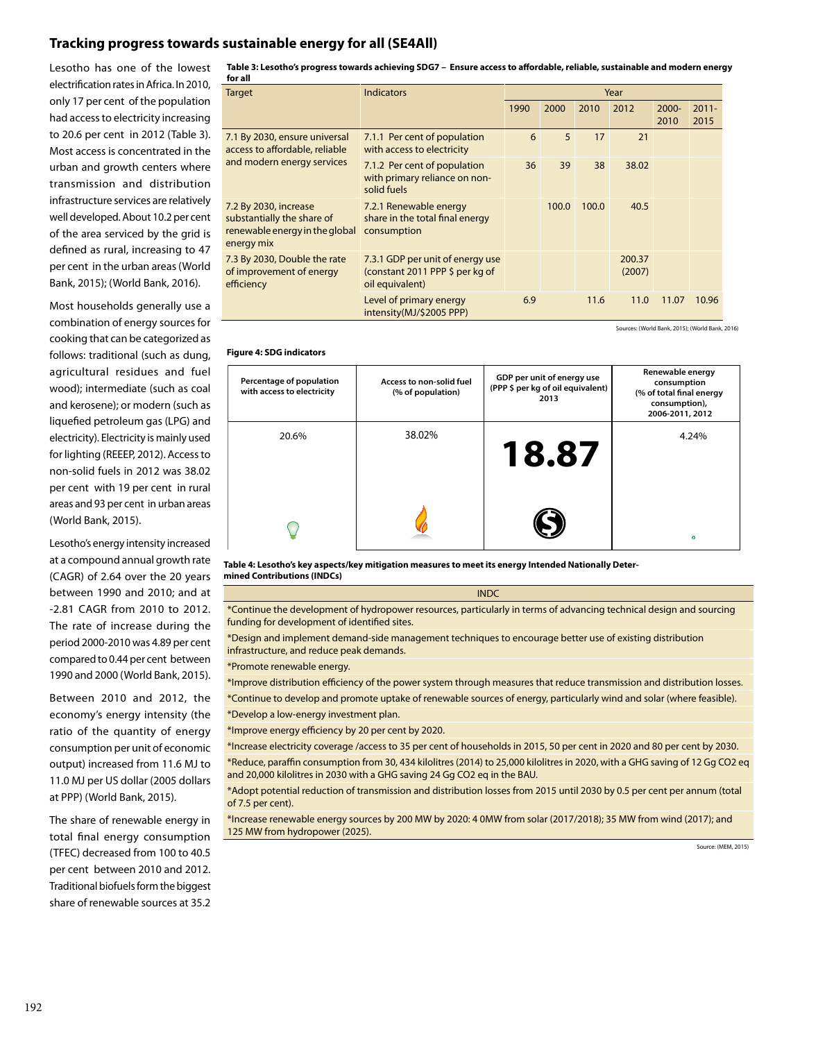## Tracking progress towards sustainable energy for all (SE4All)

Lesotho has one of the lowest electrification rates in Africa. In 2010, only 17 per cent of the population had access to electricity increasing to 20.6 per cent in 2012 (Table 3). Most access is concentrated in the urban and growth centers where transmission and distribution infrastructure services are relatively well developed. About 10.2 per cent of the area serviced by the grid is defined as rural, increasing to 47 per cent in the urban areas (World Bank, 2015); (World Bank, 2016).

Most households generally use a combination of energy sources for cooking that can be categorized as follows: traditional (such as dung, agricultural residues and fuel wood); intermediate (such as coal and kerosene); or modern (such as liquefied petroleum gas (LPG) and electricity). Electricity is mainly used for lighting (REEEP, 2012). Access to non-solid fuels in 2012 was 38.02 per cent with 19 per cent in rural areas and 93 per cent in urban areas (World Bank, 2015).

Lesotho's energy intensity increased at a compound annual growth rate (CAGR) of 2.64 over the 20 years between 1990 and 2010; and at -2.81 CAGR from 2010 to 2012. The rate of increase during the period 2000-2010 was 4.89 per cent compared to 0.44 per cent between 1990 and 2000 (World Bank, 2015).

Between 2010 and 2012, the economy's energy intensity (the ratio of the quantity of energy consumption per unit of economic output) increased from 11.6 MJ to 11.0 MJ per US dollar (2005 dollars at PPP) (World Bank, 2015).

The share of renewable energy in total final energy consumption (TFEC) decreased from 100 to 40.5 per cent between 2010 and 2012. Traditional biofuels form the biggest share of renewable sources at 35.2

**Table 3: Lesotho's progress towards achieving SDG7 – Ensure access to affordable, reliable, sustainable and modern energy for all**

| Target | Indicators | Year | | | | | |
|---|---|---|---|---|---|---|---|
| | | 1990 | 2000 | 2010 | 2012 | 2000-2010 | 2011-2015 |
| 7.1 By 2030, ensure universal access to affordable, reliable and modern energy services | 7.1.1 Per cent of population with access to electricity | 6 | 5 | 17 | 21 | | |
| | 7.1.2 Per cent of population with primary reliance on non-solid fuels | 36 | 39 | 38 | 38.02 | | |
| 7.2 By 2030, increase substantially the share of renewable energy in the global energy mix | 7.2.1 Renewable energy share in the total final energy consumption | | 100.0 | 100.0 | 40.5 | | |
| 7.3 By 2030, Double the rate of improvement of energy efficiency | 7.3.1 GDP per unit of energy use (constant 2011 PPP $ per kg of oil equivalent) | | | | 200.37 (2007) | | |
| | Level of primary energy intensity(MJ/$2005 PPP) | 6.9 | | 11.6 | 11.0 | 11.07 | 10.96 |

Sources: (World Bank, 2015); (World Bank, 2016)

**Figure 4: SDG indicators**

| Percentage of population with access to electricity | Access to non-solid fuel (% of population) | GDP per unit of energy use (PPP $ per kg of oil equivalent) 2013 | Renewable energy consumption (% of total final energy consumption), 2006-2011, 2012 |
|---|---|---|---|
| 20.6% | 38.02% | 18.87 | 4.24% |

**Table 4: Lesotho's key aspects/key mitigation measures to meet its energy Intended Nationally Determined Contributions (INDCs)**

| INDC |
|---|
| *Continue the development of hydropower resources, particularly in terms of advancing technical design and sourcing funding for development of identified sites. |
| *Design and implement demand-side management techniques to encourage better use of existing distribution infrastructure, and reduce peak demands. |
| *Promote renewable energy. |
| *Improve distribution efficiency of the power system through measures that reduce transmission and distribution losses. |
| *Continue to develop and promote uptake of renewable sources of energy, particularly wind and solar (where feasible). |
| *Develop a low-energy investment plan. |
| *Improve energy efficiency by 20 per cent by 2020. |
| *Increase electricity coverage /access to 35 per cent of households in 2015, 50 per cent in 2020 and 80 per cent by 2030. |
| *Reduce, paraffin consumption from 30, 434 kilolitres (2014) to 25,000 kilolitres in 2020, with a GHG saving of 12 Gg $CO_2$ eq and 20,000 kilolitres in 2030 with a GHG saving 24 Gg $CO_2$ eq in the BAU. |
| *Adopt potential reduction of transmission and distribution losses from 2015 until 2030 by 0.5 per cent per annum (total of 7.5 per cent). |
| *Increase renewable energy sources by 200 MW by 2020: 4 0MW from solar (2017/2018); 35 MW from wind (2017); and 125 MW from hydropower (2025). |

Source: (MEM, 2015)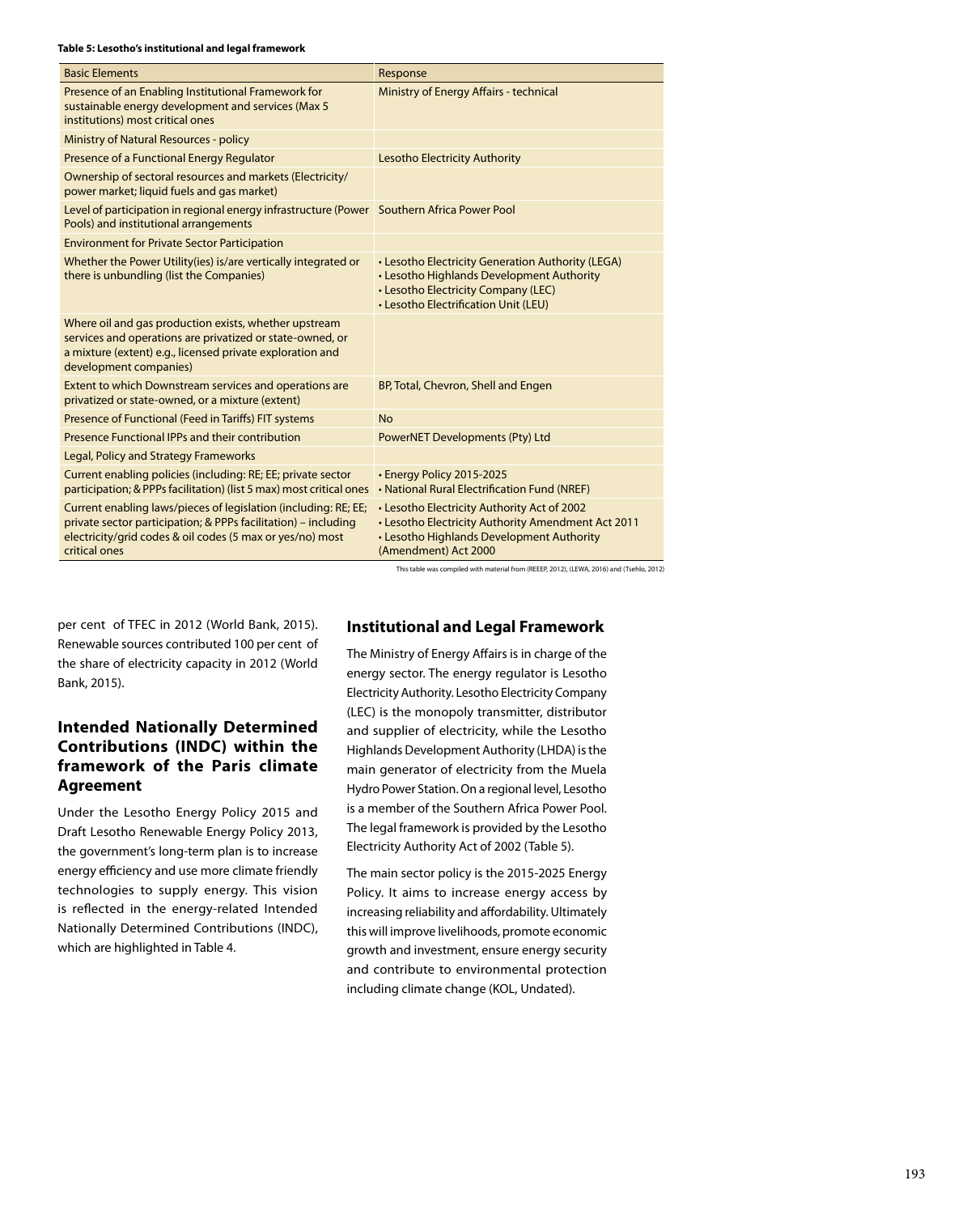**Table 5: Lesotho's institutional and legal framework**

| Basic Elements | Response |
|---|---|
| Presence of an Enabling Institutional Framework for sustainable energy development and services (Max 5 institutions) most critical ones | Ministry of Energy Affairs - technical |
| Ministry of Natural Resources - policy | |
| Presence of a Functional Energy Regulator | Lesotho Electricity Authority |
| Ownership of sectoral resources and markets (Electricity/ power market; liquid fuels and gas market) | |
| Level of participation in regional energy infrastructure (Power Pools) and institutional arrangements | Southern Africa Power Pool |
| Environment for Private Sector Participation | |
| Whether the Power Utility(ies) is/are vertically integrated or there is unbundling (list the Companies) | • Lesotho Electricity Generation Authority (LEGA) <br> • Lesotho Highlands Development Authority <br> • Lesotho Electricity Company (LEC) <br> • Lesotho Electrification Unit (LEU) |
| Where oil and gas production exists, whether upstream services and operations are privatized or state-owned, or a mixture (extent) e.g., licensed private exploration and development companies) | |
| Extent to which Downstream services and operations are privatized or state-owned, or a mixture (extent) | BP, Total, Chevron, Shell and Engen |
| Presence of Functional (Feed in Tariffs) FIT systems | No |
| Presence Functional IPPs and their contribution | PowerNET Developments (Pty) Ltd |
| Legal, Policy and Strategy Frameworks | |
| Current enabling policies (including: RE; EE; private sector participation; & PPPs facilitation) (list 5 max) most critical ones | • Energy Policy 2015-2025 <br> • National Rural Electrification Fund (NREF) |
| Current enabling laws/pieces of legislation (including: RE; EE; private sector participation; & PPPs facilitation) – including electricity/grid codes & oil codes (5 max or yes/no) most critical ones | • Lesotho Electricity Authority Act of 2002 <br> • Lesotho Electricity Authority Amendment Act 2011 <br> • Lesotho Highlands Development Authority (Amendment) Act 2000 |

This table was compiled with material from (REEEP, 2012), (LEWA, 2016) and (Tsehlo, 2012)

per cent of TFEC in 2012 (World Bank, 2015). Renewable sources contributed 100 per cent of the share of electricity capacity in 2012 (World Bank, 2015).

## Intended Nationally Determined Contributions (INDC) within the framework of the Paris climate Agreement

Under the Lesotho Energy Policy 2015 and Draft Lesotho Renewable Energy Policy 2013, the government's long-term plan is to increase energy efficiency and use more climate friendly technologies to supply energy. This vision is reflected in the energy-related Intended Nationally Determined Contributions (INDC), which are highlighted in Table 4.

## Institutional and Legal Framework

The Ministry of Energy Affairs is in charge of the energy sector. The energy regulator is Lesotho Electricity Authority. Lesotho Electricity Company (LEC) is the monopoly transmitter, distributor and supplier of electricity, while the Lesotho Highlands Development Authority (LHDA) is the main generator of electricity from the Muela Hydro Power Station. On a regional level, Lesotho is a member of the Southern Africa Power Pool. The legal framework is provided by the Lesotho Electricity Authority Act of 2002 (Table 5).

The main sector policy is the 2015-2025 Energy Policy. It aims to increase energy access by increasing reliability and affordability. Ultimately this will improve livelihoods, promote economic growth and investment, ensure energy security and contribute to environmental protection including climate change (KOL, Undated).